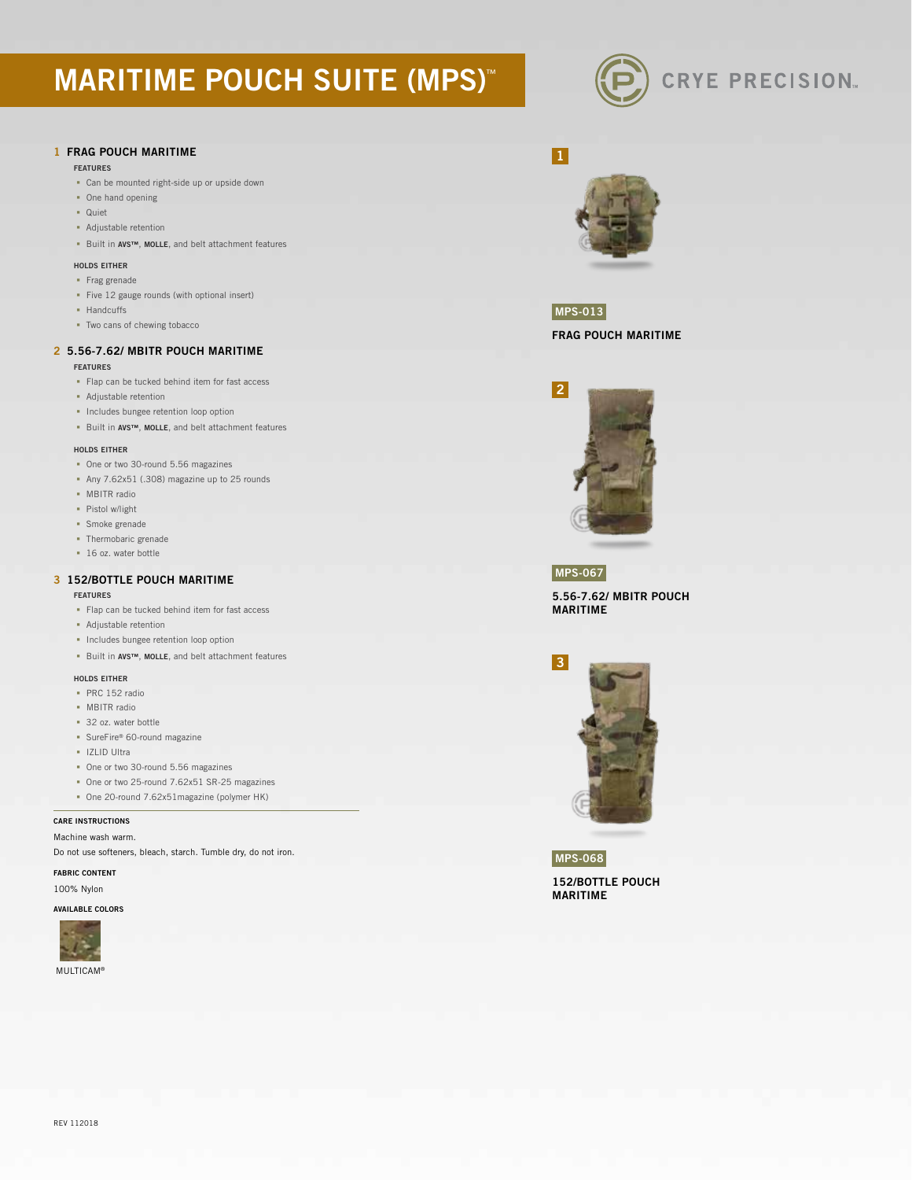# MARITIME POUCH SUITE (MPS)™

CRYE PRECISION™

## 1 FRAG POUCH MARITIME

**FEATURES**

- Can be mounted right-side up or upside down
- One hand opening
- Quiet
- Adjustable retention
- Built in **AVS™**, **MOLLE**, and belt attachment features

**HOLDS EITHER**

- Frag grenade
- Five 12 gauge rounds (with optional insert)
- Handcuffs
- Two cans of chewing tobacco

## 2 5.56-7.62/ MBITR POUCH MARITIME

**FEATURES**

- Flap can be tucked behind item for fast access
- Adjustable retention
- Includes bungee retention loop option
- Built in **AVS™**, **MOLLE**, and belt attachment features

**HOLDS EITHER**

- One or two 30-round 5.56 magazines
- Any 7.62x51 (.308) magazine up to 25 rounds
- MBITR radio
- Pistol w/light
- Smoke grenade
- Thermobaric grenade
- 16 oz. water bottle

## 3 152/BOTTLE POUCH MARITIME

**FEATURES**

- Flap can be tucked behind item for fast access
- Adjustable retention
- Includes bungee retention loop option
- Built in **AVS™**, **MOLLE**, and belt attachment features

**HOLDS EITHER**

- PRC 152 radio
- MBITR radio
- 32 oz. water bottle
- SureFire® 60-round magazine
- IZLID Ultra
- One or two 30-round 5.56 magazines
- One or two 25-round 7.62x51 SR-25 magazines
- One 20-round 7.62x51magazine (polymer HK)

**CARE INSTRUCTIONS**

Machine wash warm.

Do not use softeners, bleach, starch. Tumble dry, do not iron.

**FABRIC CONTENT**

100% Nylon

**AVAILABLE COLORS**

MULTICAM®

1

**MPS-013**

**FRAG POUCH MARITIME**

2

**MPS-067**

**5.56-7.62/ MBITR POUCH MARITIME**

3

**MPS-068**

**152/BOTTLE POUCH MARITIME**

REV 112018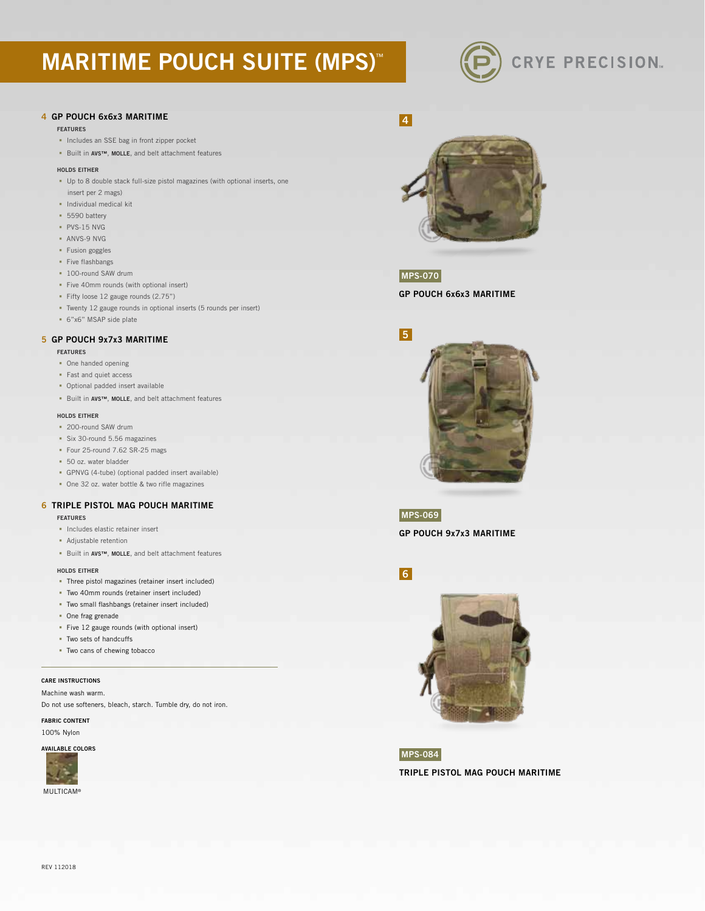# MARITIME POUCH SUITE (MPS)™

CRYE PRECISION

## 4 GP POUCH 6x6x3 MARITIME

**FEATURES**

- Includes an SSE bag in front zipper pocket
- Built in **AVS™**, **MOLLE**, and belt attachment features

**HOLDS EITHER**

- Up to 8 double stack full-size pistol magazines (with optional inserts, one insert per 2 mags)
- Individual medical kit
- 5590 battery
- PVS-15 NVG
- ANVS-9 NVG
- Fusion goggles
- Five flashbangs
- 100-round SAW drum
- Five 40mm rounds (with optional insert)
- Fifty loose 12 gauge rounds (2.75")
- Twenty 12 gauge rounds in optional inserts (5 rounds per insert)
- 6"x6" MSAP side plate

## 5 GP POUCH 9x7x3 MARITIME

**FEATURES**

- One handed opening
- Fast and quiet access
- Optional padded insert available
- Built in **AVS™**, **MOLLE**, and belt attachment features

**HOLDS EITHER**

- 200-round SAW drum
- Six 30-round 5.56 magazines
- Four 25-round 7.62 SR-25 mags
- 50 oz. water bladder
- GPNVG (4-tube) (optional padded insert available)
- One 32 oz. water bottle & two rifle magazines

## 6 TRIPLE PISTOL MAG POUCH MARITIME

**FEATURES**

- Includes elastic retainer insert
- Adjustable retention
- Built in **AVS™**, **MOLLE**, and belt attachment features

**HOLDS EITHER**

- Three pistol magazines (retainer insert included)
- Two 40mm rounds (retainer insert included)
- Two small flashbangs (retainer insert included)
- One frag grenade
- Five 12 gauge rounds (with optional insert)
- Two sets of handcuffs
- Two cans of chewing tobacco

**CARE INSTRUCTIONS**

Machine wash warm.
Do not use softeners, bleach, starch. Tumble dry, do not iron.

**FABRIC CONTENT**

100% Nylon

**AVAILABLE COLORS**

MULTICAM®

4

MPS-070

GP POUCH 6x6x3 MARITIME

5

MPS-069

GP POUCH 9x7x3 MARITIME

6

MPS-084

TRIPLE PISTOL MAG POUCH MARITIME

REV 112018